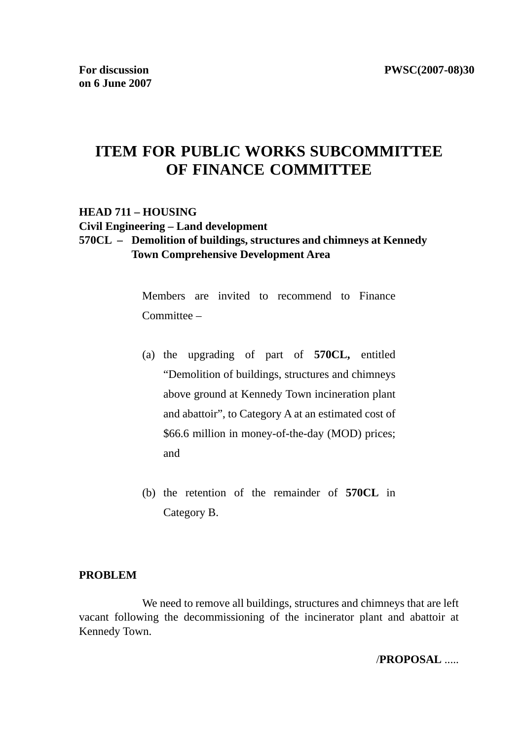**For discussion on 6 June 2007**

**PWSC(2007-08)30**

# ITEM FOR PUBLIC WORKS SUBCOMMITTEE OF FINANCE COMMITTEE

**HEAD 711 – HOUSING**
**Civil Engineering – Land development**
**570CL – Demolition of buildings, structures and chimneys at Kennedy Town Comprehensive Development Area**

Members are invited to recommend to Finance Committee –

(a) the upgrading of part of **570CL,** entitled "Demolition of buildings, structures and chimneys above ground at Kennedy Town incineration plant and abattoir", to Category A at an estimated cost of $66.6 million in money-of-the-day (MOD) prices; and

(b) the retention of the remainder of **570CL** in Category B.

**PROBLEM**

We need to remove all buildings, structures and chimneys that are left vacant following the decommissioning of the incinerator plant and abattoir at Kennedy Town.

**/PROPOSAL** .....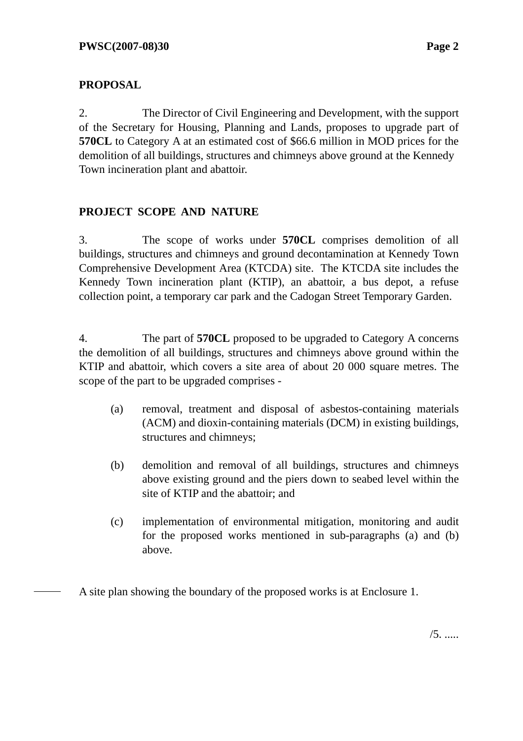**PROPOSAL**

2. The Director of Civil Engineering and Development, with the support of the Secretary for Housing, Planning and Lands, proposes to upgrade part of **570CL** to Category A at an estimated cost of $66.6 million in MOD prices for the demolition of all buildings, structures and chimneys above ground at the Kennedy Town incineration plant and abattoir.

**PROJECT SCOPE AND NATURE**

3. The scope of works under **570CL** comprises demolition of all buildings, structures and chimneys and ground decontamination at Kennedy Town Comprehensive Development Area (KTCDA) site. The KTCDA site includes the Kennedy Town incineration plant (KTIP), an abattoir, a bus depot, a refuse collection point, a temporary car park and the Cadogan Street Temporary Garden.

4. The part of **570CL** proposed to be upgraded to Category A concerns the demolition of all buildings, structures and chimneys above ground within the KTIP and abattoir, which covers a site area of about 20 000 square metres. The scope of the part to be upgraded comprises -

(a) removal, treatment and disposal of asbestos-containing materials (ACM) and dioxin-containing materials (DCM) in existing buildings, structures and chimneys;

(b) demolition and removal of all buildings, structures and chimneys above existing ground and the piers down to seabed level within the site of KTIP and the abattoir; and

(c) implementation of environmental mitigation, monitoring and audit for the proposed works mentioned in sub-paragraphs (a) and (b) above.

A site plan showing the boundary of the proposed works is at Enclosure 1.

/5. .....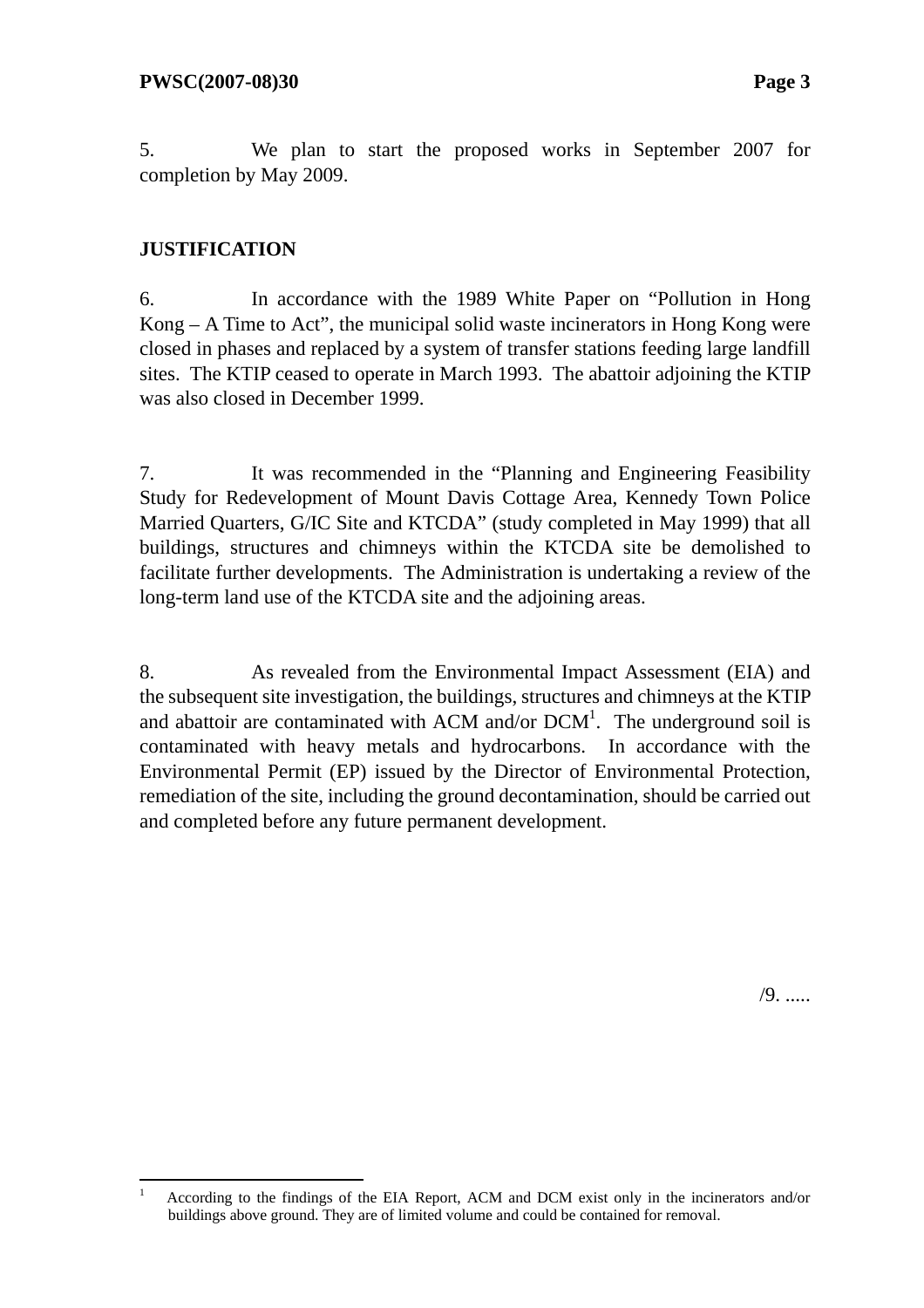5. We plan to start the proposed works in September 2007 for completion by May 2009.

**JUSTIFICATION**

6. In accordance with the 1989 White Paper on "Pollution in Hong Kong – A Time to Act", the municipal solid waste incinerators in Hong Kong were closed in phases and replaced by a system of transfer stations feeding large landfill sites. The KTIP ceased to operate in March 1993. The abattoir adjoining the KTIP was also closed in December 1999.

7. It was recommended in the "Planning and Engineering Feasibility Study for Redevelopment of Mount Davis Cottage Area, Kennedy Town Police Married Quarters, G/IC Site and KTCDA" (study completed in May 1999) that all buildings, structures and chimneys within the KTCDA site be demolished to facilitate further developments. The Administration is undertaking a review of the long-term land use of the KTCDA site and the adjoining areas.

8. As revealed from the Environmental Impact Assessment (EIA) and the subsequent site investigation, the buildings, structures and chimneys at the KTIP and abattoir are contaminated with ACM and/or DCM[1]. The underground soil is contaminated with heavy metals and hydrocarbons. In accordance with the Environmental Permit (EP) issued by the Director of Environmental Protection, remediation of the site, including the ground decontamination, should be carried out and completed before any future permanent development.

/9. .....

---

[1] According to the findings of the EIA Report, ACM and DCM exist only in the incinerators and/or buildings above ground. They are of limited volume and could be contained for removal.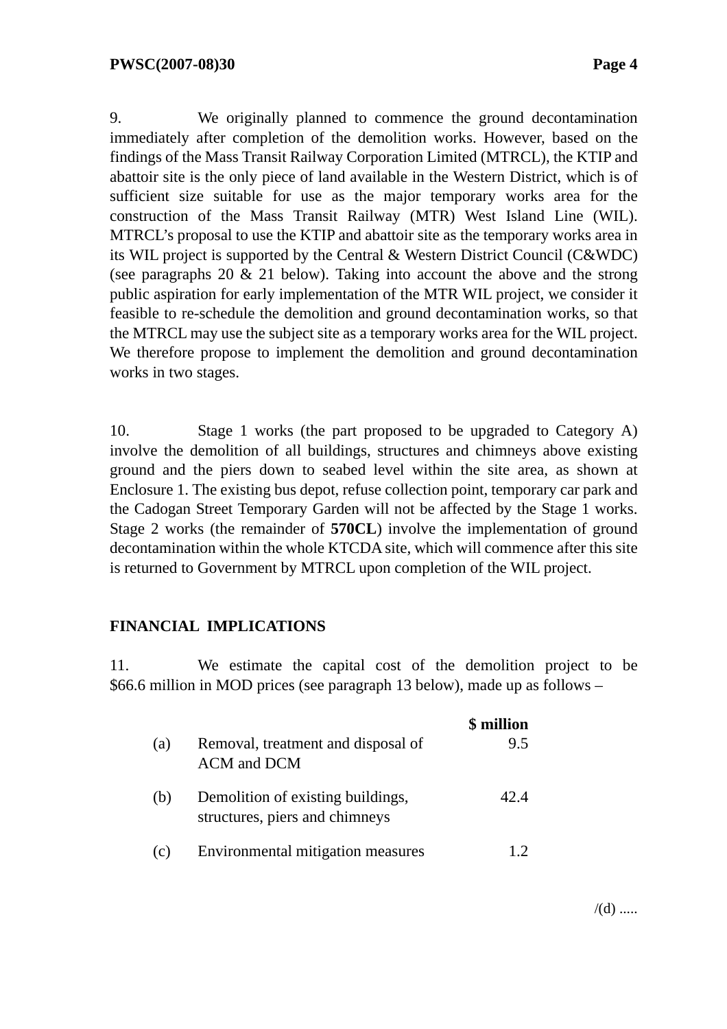9. We originally planned to commence the ground decontamination immediately after completion of the demolition works. However, based on the findings of the Mass Transit Railway Corporation Limited (MTRCL), the KTIP and abattoir site is the only piece of land available in the Western District, which is of sufficient size suitable for use as the major temporary works area for the construction of the Mass Transit Railway (MTR) West Island Line (WIL). MTRCL's proposal to use the KTIP and abattoir site as the temporary works area in its WIL project is supported by the Central & Western District Council (C&WDC) (see paragraphs 20 & 21 below). Taking into account the above and the strong public aspiration for early implementation of the MTR WIL project, we consider it feasible to re-schedule the demolition and ground decontamination works, so that the MTRCL may use the subject site as a temporary works area for the WIL project. We therefore propose to implement the demolition and ground decontamination works in two stages.

10. Stage 1 works (the part proposed to be upgraded to Category A) involve the demolition of all buildings, structures and chimneys above existing ground and the piers down to seabed level within the site area, as shown at Enclosure 1. The existing bus depot, refuse collection point, temporary car park and the Cadogan Street Temporary Garden will not be affected by the Stage 1 works. Stage 2 works (the remainder of **570CL**) involve the implementation of ground decontamination within the whole KTCDA site, which will commence after this site is returned to Government by MTRCL upon completion of the WIL project.

## FINANCIAL IMPLICATIONS

11. We estimate the capital cost of the demolition project to be $66.6 million in MOD prices (see paragraph 13 below), made up as follows –

| | | $ million |
|---|---|---|
| (a) | Removal, treatment and disposal of ACM and DCM | 9.5 |
| (b) | Demolition of existing buildings, structures, piers and chimneys | 42.4 |
| (c) | Environmental mitigation measures | 1.2 |

/(d) .....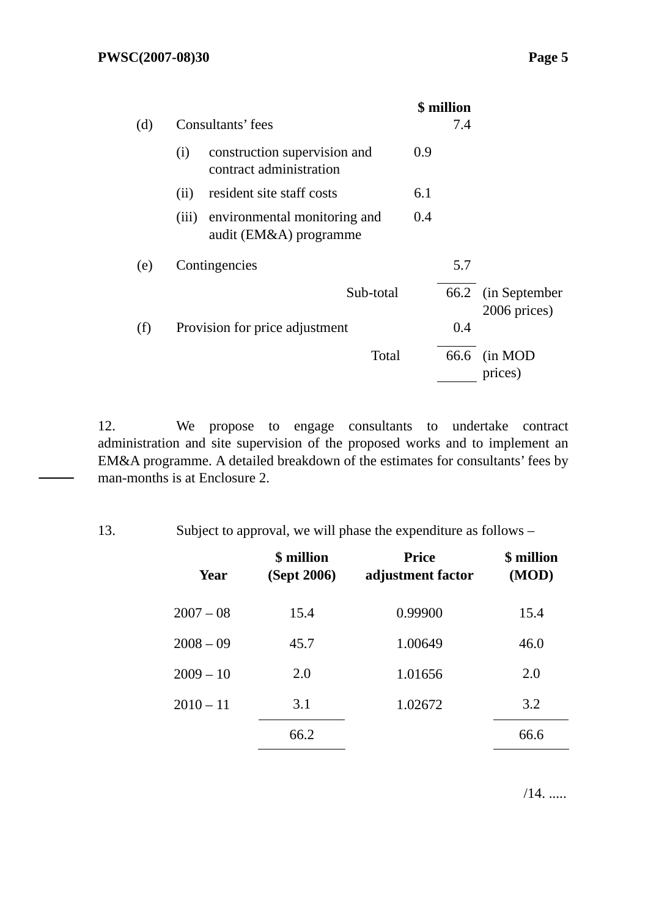| | | | | $ million | |
|---|---|---|---|---|---|
| (d) | Consultants' fees | | | 7.4 | |
| | (i) | construction supervision and contract administration | 0.9 | | |
| | (ii) | resident site staff costs | 6.1 | | |
| | (iii) | environmental monitoring and audit (EM&A) programme | 0.4 | | |
| (e) | Contingencies | | | 5.7 | |
| | | Sub-total | | 66.2 | (in September 2006 prices) |
| (f) | Provision for price adjustment | | | 0.4 | |
| | | Total | | 66.6 | (in MOD prices) |

12. We propose to engage consultants to undertake contract administration and site supervision of the proposed works and to implement an EM&A programme. A detailed breakdown of the estimates for consultants' fees by man-months is at Enclosure 2.

13. Subject to approval, we will phase the expenditure as follows –

| Year | $ million (Sept 2006) | Price adjustment factor | $ million (MOD) |
|---|---|---|---|
| 2007 – 08 | 15.4 | 0.99900 | 15.4 |
| 2008 – 09 | 45.7 | 1.00649 | 46.0 |
| 2009 – 10 | 2.0 | 1.01656 | 2.0 |
| 2010 – 11 | 3.1 | 1.02672 | 3.2 |
| | 66.2 | | 66.6 |

/14. .....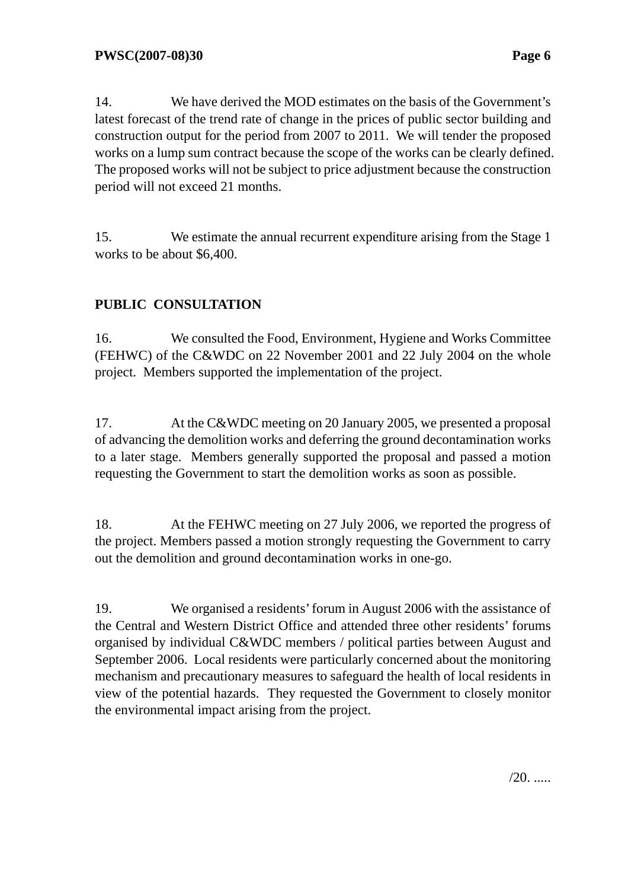14. We have derived the MOD estimates on the basis of the Government's latest forecast of the trend rate of change in the prices of public sector building and construction output for the period from 2007 to 2011. We will tender the proposed works on a lump sum contract because the scope of the works can be clearly defined. The proposed works will not be subject to price adjustment because the construction period will not exceed 21 months.

15. We estimate the annual recurrent expenditure arising from the Stage 1 works to be about $6,400.

**PUBLIC CONSULTATION**

16. We consulted the Food, Environment, Hygiene and Works Committee (FEHWC) of the C&WDC on 22 November 2001 and 22 July 2004 on the whole project. Members supported the implementation of the project.

17. At the C&WDC meeting on 20 January 2005, we presented a proposal of advancing the demolition works and deferring the ground decontamination works to a later stage. Members generally supported the proposal and passed a motion requesting the Government to start the demolition works as soon as possible.

18. At the FEHWC meeting on 27 July 2006, we reported the progress of the project. Members passed a motion strongly requesting the Government to carry out the demolition and ground decontamination works in one-go.

19. We organised a residents' forum in August 2006 with the assistance of the Central and Western District Office and attended three other residents' forums organised by individual C&WDC members / political parties between August and September 2006. Local residents were particularly concerned about the monitoring mechanism and precautionary measures to safeguard the health of local residents in view of the potential hazards. They requested the Government to closely monitor the environmental impact arising from the project.

/20. .....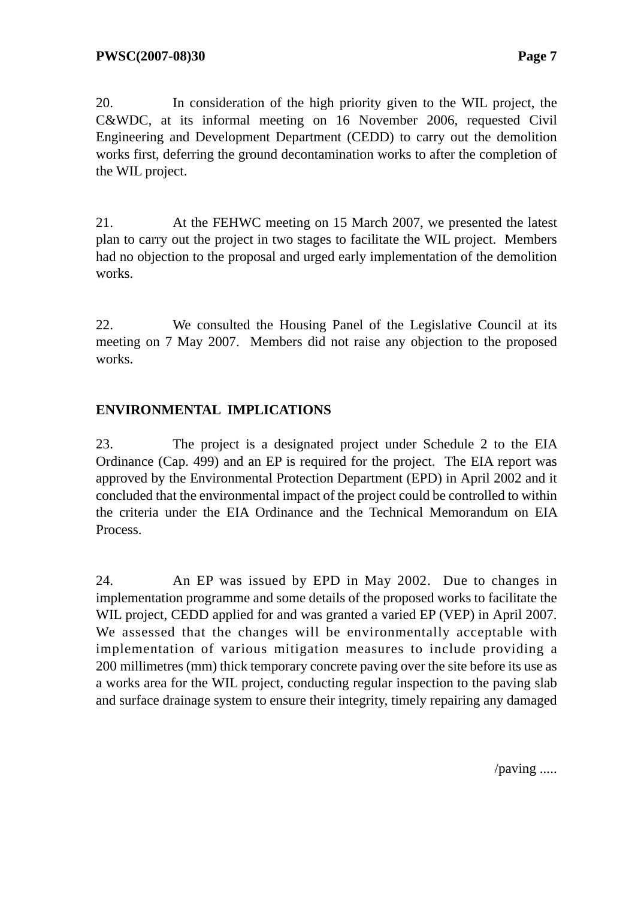20. In consideration of the high priority given to the WIL project, the C&WDC, at its informal meeting on 16 November 2006, requested Civil Engineering and Development Department (CEDD) to carry out the demolition works first, deferring the ground decontamination works to after the completion of the WIL project.

21. At the FEHWC meeting on 15 March 2007, we presented the latest plan to carry out the project in two stages to facilitate the WIL project. Members had no objection to the proposal and urged early implementation of the demolition works.

22. We consulted the Housing Panel of the Legislative Council at its meeting on 7 May 2007. Members did not raise any objection to the proposed works.

## ENVIRONMENTAL IMPLICATIONS

23. The project is a designated project under Schedule 2 to the EIA Ordinance (Cap. 499) and an EP is required for the project. The EIA report was approved by the Environmental Protection Department (EPD) in April 2002 and it concluded that the environmental impact of the project could be controlled to within the criteria under the EIA Ordinance and the Technical Memorandum on EIA Process.

24. An EP was issued by EPD in May 2002. Due to changes in implementation programme and some details of the proposed works to facilitate the WIL project, CEDD applied for and was granted a varied EP (VEP) in April 2007. We assessed that the changes will be environmentally acceptable with implementation of various mitigation measures to include providing a 200 millimetres (mm) thick temporary concrete paving over the site before its use as a works area for the WIL project, conducting regular inspection to the paving slab and surface drainage system to ensure their integrity, timely repairing any damaged

/paving .....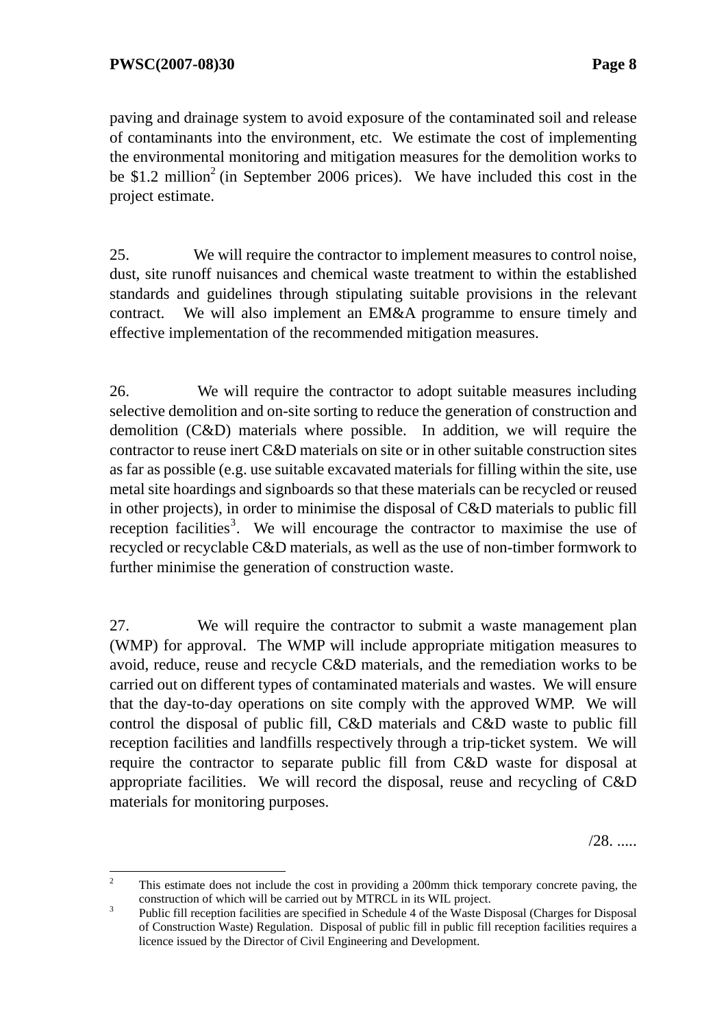paving and drainage system to avoid exposure of the contaminated soil and release of contaminants into the environment, etc. We estimate the cost of implementing the environmental monitoring and mitigation measures for the demolition works to be $1.2 million[2] (in September 2006 prices). We have included this cost in the project estimate.

25. We will require the contractor to implement measures to control noise, dust, site runoff nuisances and chemical waste treatment to within the established standards and guidelines through stipulating suitable provisions in the relevant contract. We will also implement an EM&A programme to ensure timely and effective implementation of the recommended mitigation measures.

26. We will require the contractor to adopt suitable measures including selective demolition and on-site sorting to reduce the generation of construction and demolition (C&D) materials where possible. In addition, we will require the contractor to reuse inert C&D materials on site or in other suitable construction sites as far as possible (e.g. use suitable excavated materials for filling within the site, use metal site hoardings and signboards so that these materials can be recycled or reused in other projects), in order to minimise the disposal of C&D materials to public fill reception facilities[3]. We will encourage the contractor to maximise the use of recycled or recyclable C&D materials, as well as the use of non-timber formwork to further minimise the generation of construction waste.

27. We will require the contractor to submit a waste management plan (WMP) for approval. The WMP will include appropriate mitigation measures to avoid, reduce, reuse and recycle C&D materials, and the remediation works to be carried out on different types of contaminated materials and wastes. We will ensure that the day-to-day operations on site comply with the approved WMP. We will control the disposal of public fill, C&D materials and C&D waste to public fill reception facilities and landfills respectively through a trip-ticket system. We will require the contractor to separate public fill from C&D waste for disposal at appropriate facilities. We will record the disposal, reuse and recycling of C&D materials for monitoring purposes.

/28. .....

---

[2] This estimate does not include the cost in providing a 200mm thick temporary concrete paving, the construction of which will be carried out by MTRCL in its WIL project.

[3] Public fill reception facilities are specified in Schedule 4 of the Waste Disposal (Charges for Disposal of Construction Waste) Regulation. Disposal of public fill in public fill reception facilities requires a licence issued by the Director of Civil Engineering and Development.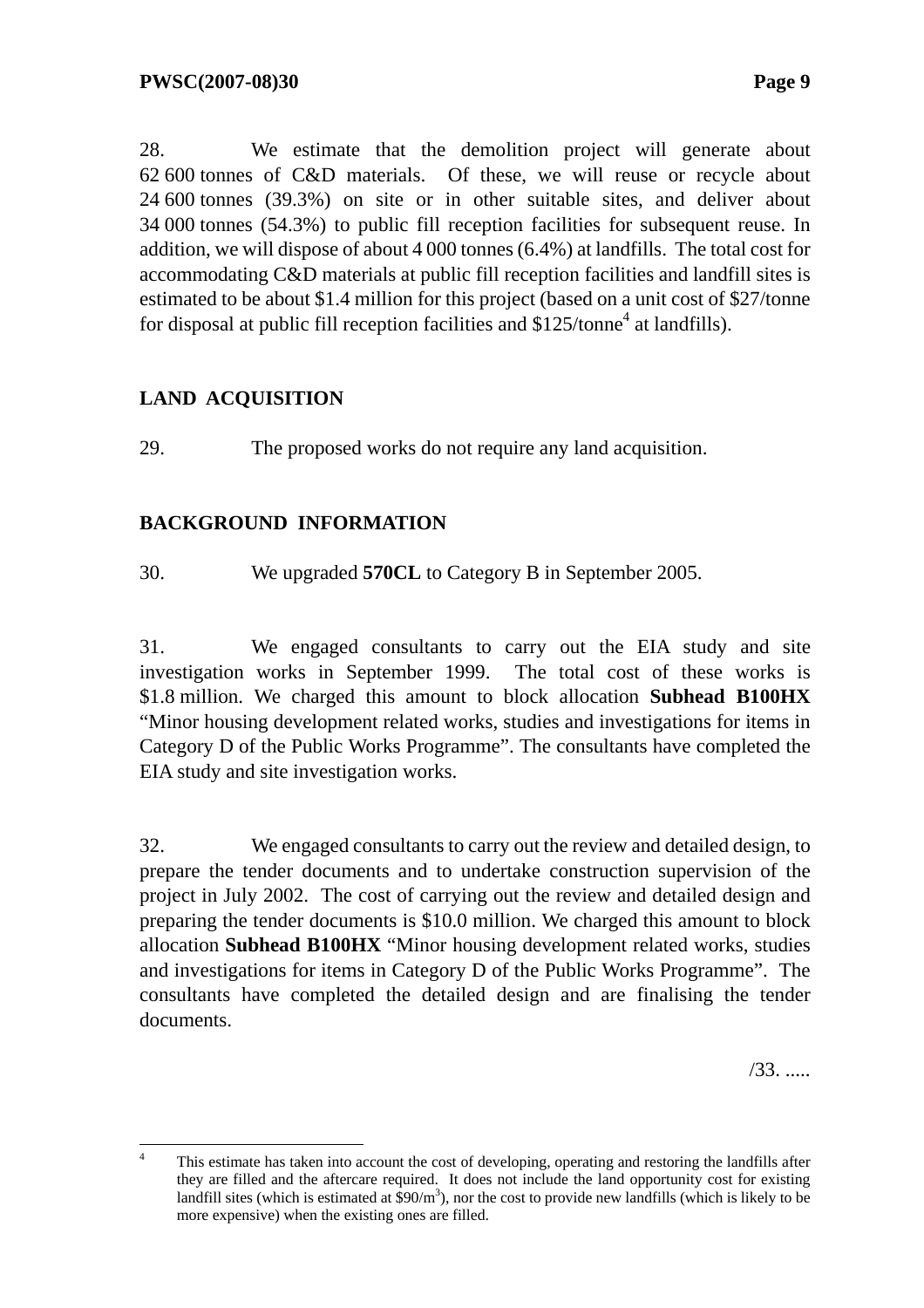28. We estimate that the demolition project will generate about 62 600 tonnes of C&D materials. Of these, we will reuse or recycle about 24 600 tonnes (39.3%) on site or in other suitable sites, and deliver about 34 000 tonnes (54.3%) to public fill reception facilities for subsequent reuse. In addition, we will dispose of about 4 000 tonnes (6.4%) at landfills. The total cost for accommodating C&D materials at public fill reception facilities and landfill sites is estimated to be about \$1.4 million for this project (based on a unit cost of \$27/tonne for disposal at public fill reception facilities and \$125/tonne[4] at landfills).

## LAND ACQUISITION

29. The proposed works do not require any land acquisition.

## BACKGROUND INFORMATION

30. We upgraded **570CL** to Category B in September 2005.

31. We engaged consultants to carry out the EIA study and site investigation works in September 1999. The total cost of these works is \$1.8 million. We charged this amount to block allocation **Subhead B100HX** "Minor housing development related works, studies and investigations for items in Category D of the Public Works Programme". The consultants have completed the EIA study and site investigation works.

32. We engaged consultants to carry out the review and detailed design, to prepare the tender documents and to undertake construction supervision of the project in July 2002. The cost of carrying out the review and detailed design and preparing the tender documents is \$10.0 million. We charged this amount to block allocation **Subhead B100HX** "Minor housing development related works, studies and investigations for items in Category D of the Public Works Programme". The consultants have completed the detailed design and are finalising the tender documents.

/33. .....

---

[4] This estimate has taken into account the cost of developing, operating and restoring the landfills after they are filled and the aftercare required. It does not include the land opportunity cost for existing landfill sites (which is estimated at \$90/$m^3$), nor the cost to provide new landfills (which is likely to be more expensive) when the existing ones are filled.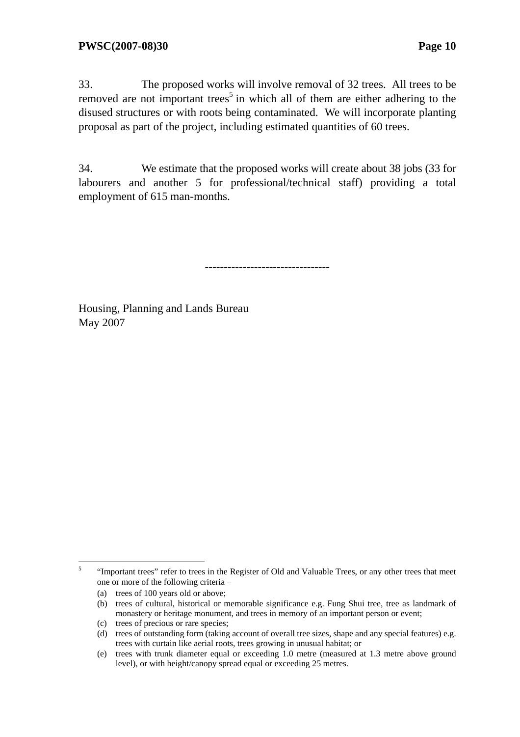33. The proposed works will involve removal of 32 trees. All trees to be removed are not important trees[5] in which all of them are either adhering to the disused structures or with roots being contaminated. We will incorporate planting proposal as part of the project, including estimated quantities of 60 trees.

34. We estimate that the proposed works will create about 38 jobs (33 for labourers and another 5 for professional/technical staff) providing a total employment of 615 man-months.

--------------------------------

Housing, Planning and Lands Bureau
May 2007

---

[5] "Important trees" refer to trees in the Register of Old and Valuable Trees, or any other trees that meet one or more of the following criteria –

(a) trees of 100 years old or above;

(b) trees of cultural, historical or memorable significance e.g. Fung Shui tree, tree as landmark of monastery or heritage monument, and trees in memory of an important person or event;

(c) trees of precious or rare species;

(d) trees of outstanding form (taking account of overall tree sizes, shape and any special features) e.g. trees with curtain like aerial roots, trees growing in unusual habitat; or

(e) trees with trunk diameter equal or exceeding 1.0 metre (measured at 1.3 metre above ground level), or with height/canopy spread equal or exceeding 25 metres.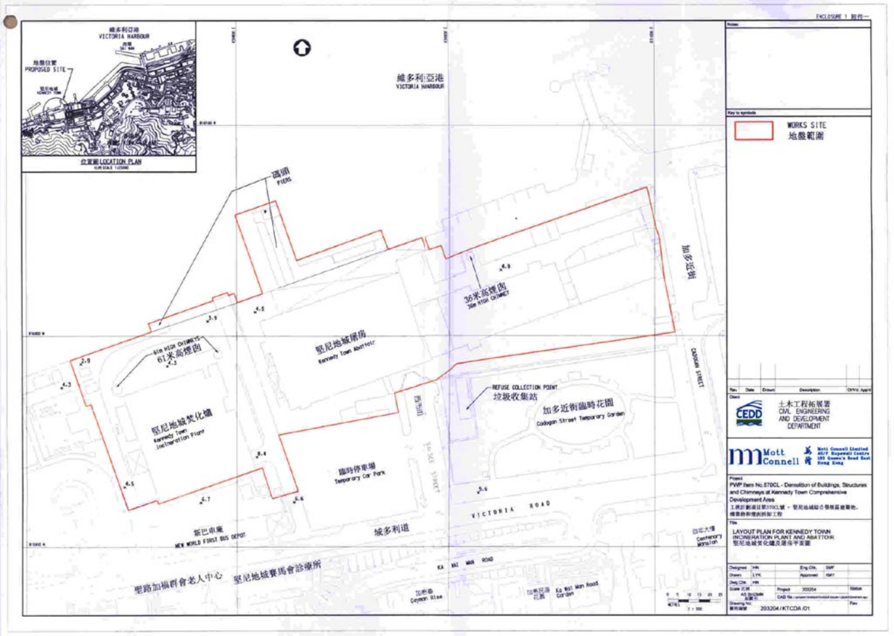ENCLOSURE 1 附件一

維多利亞港
VICTORIA HARBOUR

地盤位置
PROPOSED SITE

位置圖 LOCATION PLAN

碼頭
PIERS

36米高煙囪
36m HIGH CHIMNEY

61米高煙囪
61m HIGH CHIMNEYS

堅尼地城屠房
Kennedy Town Abattoir

堅尼地城焚化爐
Kennedy Town Incineration Plant

臨時停車場
Temporary Car Park

垃圾收集站
REFUSE COLLECTION POINT

加多近街臨時花園
Cadogan Street Temporary Garden

加多近街
CADOGAN STREET

西寧街
SAI NING STREET

域多利道
VICTORIA ROAD

新巴車廠
NEW WORLD FIRST BUS DEPOT

百年大樓
Centenary Mansion

KA WAI MAN ROAD

加惠台
Cayman Rise

加惠民道花園
Ka Wai Man Road Garden

聖路加福群會老人中心

堅尼地城賽馬會診療所

| Key to symbols | |
|---|---|
| WORKS SITE 地盤範圍 | |

Client: 土木工程拓展署 CIVIL ENGINEERING AND DEVELOPMENT DEPARTMENT

Mott Connell 茂盛 Mott Connell Limited 40/F Hopewell Centre 183 Queen's Road East Hong Kong

Project: PWP Item No.570CL - Demolition of Buildings, Structures and Chimneys at Kennedy Town Comprehensive Development Area

工務計劃項目第570CL號 - 堅尼地城綜合發展區建築物、構築物和煙囪拆卸工程

Title: LAYOUT PLAN FOR KENNEDY TOWN INCINERATION PLANT AND ABATTOIR

堅尼地城焚化爐及屠房平面圖

Project: 203204

Drawing No.: 203204/KTCDA/01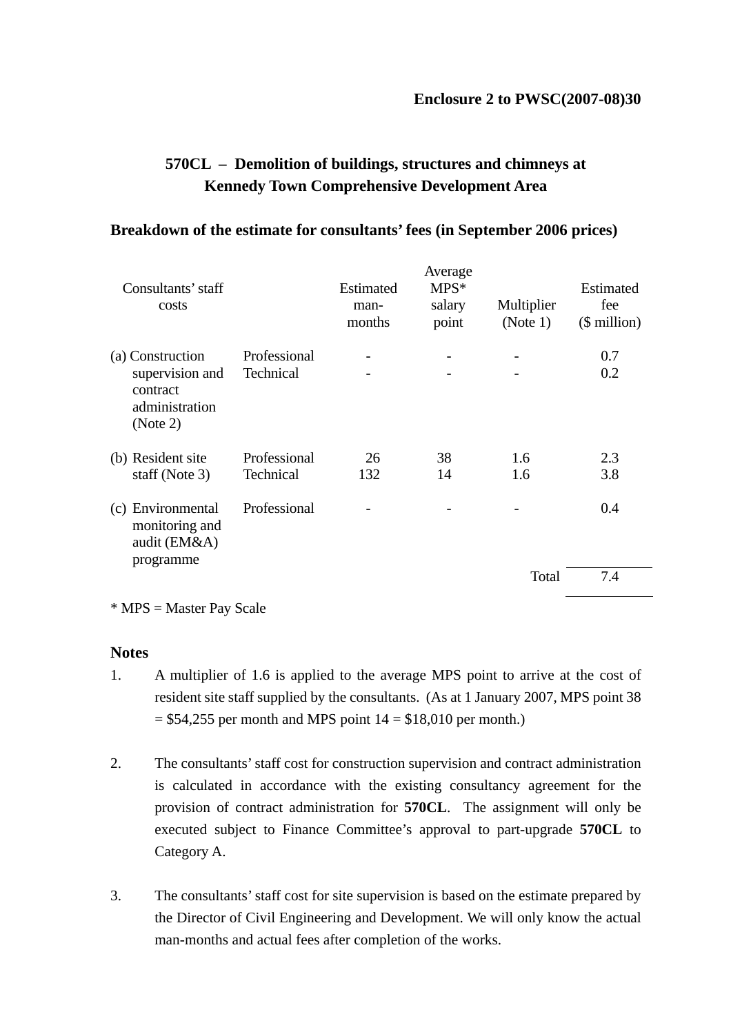**Enclosure 2 to PWSC(2007-08)30**

## 570CL – Demolition of buildings, structures and chimneys at Kennedy Town Comprehensive Development Area

### Breakdown of the estimate for consultants' fees (in September 2006 prices)

| Consultants' staff costs | | Estimated man-months | Average MPS* salary point | Multiplier (Note 1) | Estimated fee ($ million) |
|---|---|---|---|---|---|
| (a) Construction supervision and contract administration (Note 2) | Professional | - | - | - | 0.7 |
| | Technical | - | - | - | 0.2 |
| (b) Resident site staff (Note 3) | Professional | 26 | 38 | 1.6 | 2.3 |
| | Technical | 132 | 14 | 1.6 | 3.8 |
| (c) Environmental monitoring and audit (EM&A) programme | Professional | - | - | - | 0.4 |
| | | | | Total | 7.4 |

\* MPS = Master Pay Scale

**Notes**

1. A multiplier of 1.6 is applied to the average MPS point to arrive at the cost of resident site staff supplied by the consultants. (As at 1 January 2007, MPS point 38 = $54,255 per month and MPS point 14 = $18,010 per month.)

2. The consultants' staff cost for construction supervision and contract administration is calculated in accordance with the existing consultancy agreement for the provision of contract administration for **570CL**. The assignment will only be executed subject to Finance Committee's approval to part-upgrade **570CL** to Category A.

3. The consultants' staff cost for site supervision is based on the estimate prepared by the Director of Civil Engineering and Development. We will only know the actual man-months and actual fees after completion of the works.